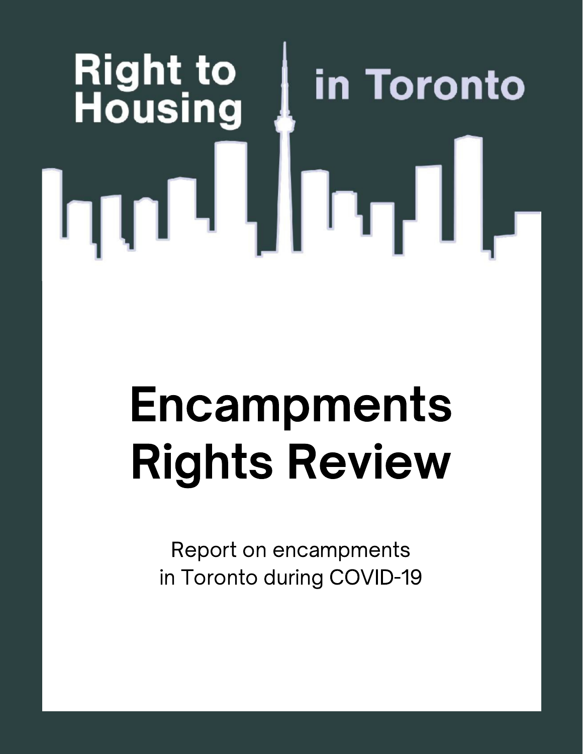Right to Housing in Toronto

# Encampments Rights Review

Report on encampments in Toronto during COVID-19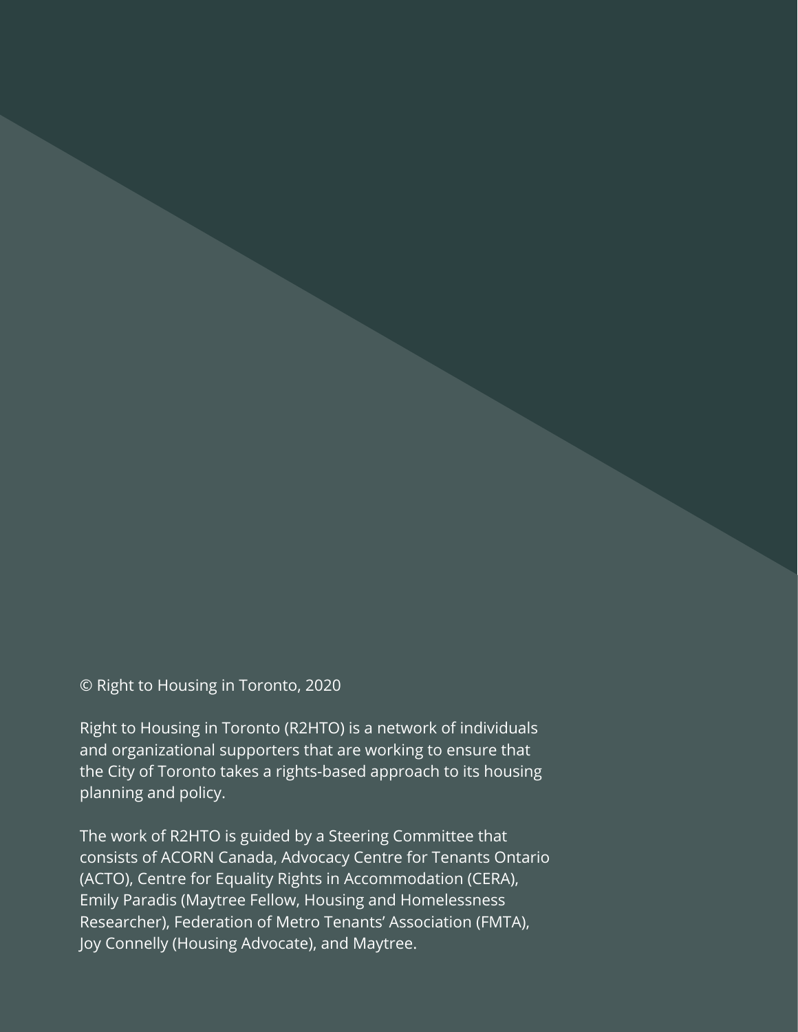© Right to Housing in Toronto, 2020

Right to Housing in Toronto (R2HTO) is a network of individuals and organizational supporters that are working to ensure that the City of Toronto takes a rights-based approach to its housing planning and policy.

The work of R2HTO is guided by a Steering Committee that consists of ACORN Canada, Advocacy Centre for Tenants Ontario (ACTO), Centre for Equality Rights in Accommodation (CERA), Emily Paradis (Maytree Fellow, Housing and Homelessness Researcher), Federation of Metro Tenants' Association (FMTA), Joy Connelly (Housing Advocate), and Maytree.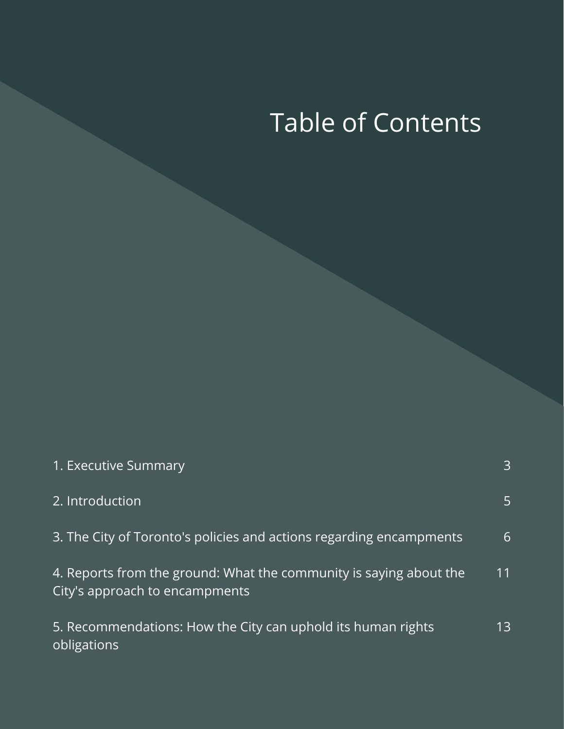# Table of Contents

| | |
|---|---|
| 1. Executive Summary | 3 |
| 2. Introduction | 5 |
| 3. The City of Toronto's policies and actions regarding encampments | 6 |
| 4. Reports from the ground: What the community is saying about the City's approach to encampments | 11 |
| 5. Recommendations: How the City can uphold its human rights obligations | 13 |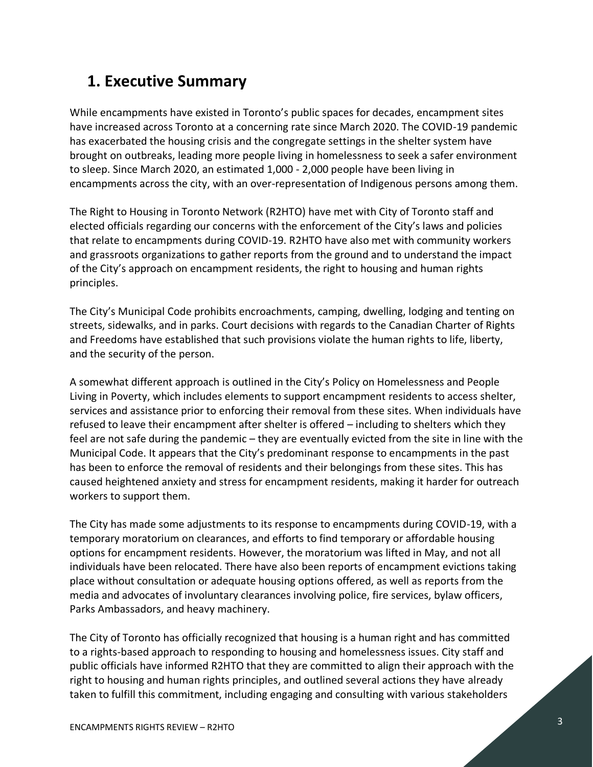## 1. Executive Summary

While encampments have existed in Toronto's public spaces for decades, encampment sites have increased across Toronto at a concerning rate since March 2020. The COVID-19 pandemic has exacerbated the housing crisis and the congregate settings in the shelter system have brought on outbreaks, leading more people living in homelessness to seek a safer environment to sleep. Since March 2020, an estimated 1,000 - 2,000 people have been living in encampments across the city, with an over-representation of Indigenous persons among them.

The Right to Housing in Toronto Network (R2HTO) have met with City of Toronto staff and elected officials regarding our concerns with the enforcement of the City's laws and policies that relate to encampments during COVID-19. R2HTO have also met with community workers and grassroots organizations to gather reports from the ground and to understand the impact of the City's approach on encampment residents, the right to housing and human rights principles.

The City's Municipal Code prohibits encroachments, camping, dwelling, lodging and tenting on streets, sidewalks, and in parks. Court decisions with regards to the Canadian Charter of Rights and Freedoms have established that such provisions violate the human rights to life, liberty, and the security of the person.

A somewhat different approach is outlined in the City's Policy on Homelessness and People Living in Poverty, which includes elements to support encampment residents to access shelter, services and assistance prior to enforcing their removal from these sites. When individuals have refused to leave their encampment after shelter is offered – including to shelters which they feel are not safe during the pandemic – they are eventually evicted from the site in line with the Municipal Code. It appears that the City's predominant response to encampments in the past has been to enforce the removal of residents and their belongings from these sites. This has caused heightened anxiety and stress for encampment residents, making it harder for outreach workers to support them.

The City has made some adjustments to its response to encampments during COVID-19, with a temporary moratorium on clearances, and efforts to find temporary or affordable housing options for encampment residents. However, the moratorium was lifted in May, and not all individuals have been relocated. There have also been reports of encampment evictions taking place without consultation or adequate housing options offered, as well as reports from the media and advocates of involuntary clearances involving police, fire services, bylaw officers, Parks Ambassadors, and heavy machinery.

The City of Toronto has officially recognized that housing is a human right and has committed to a rights-based approach to responding to housing and homelessness issues. City staff and public officials have informed R2HTO that they are committed to align their approach with the right to housing and human rights principles, and outlined several actions they have already taken to fulfill this commitment, including engaging and consulting with various stakeholders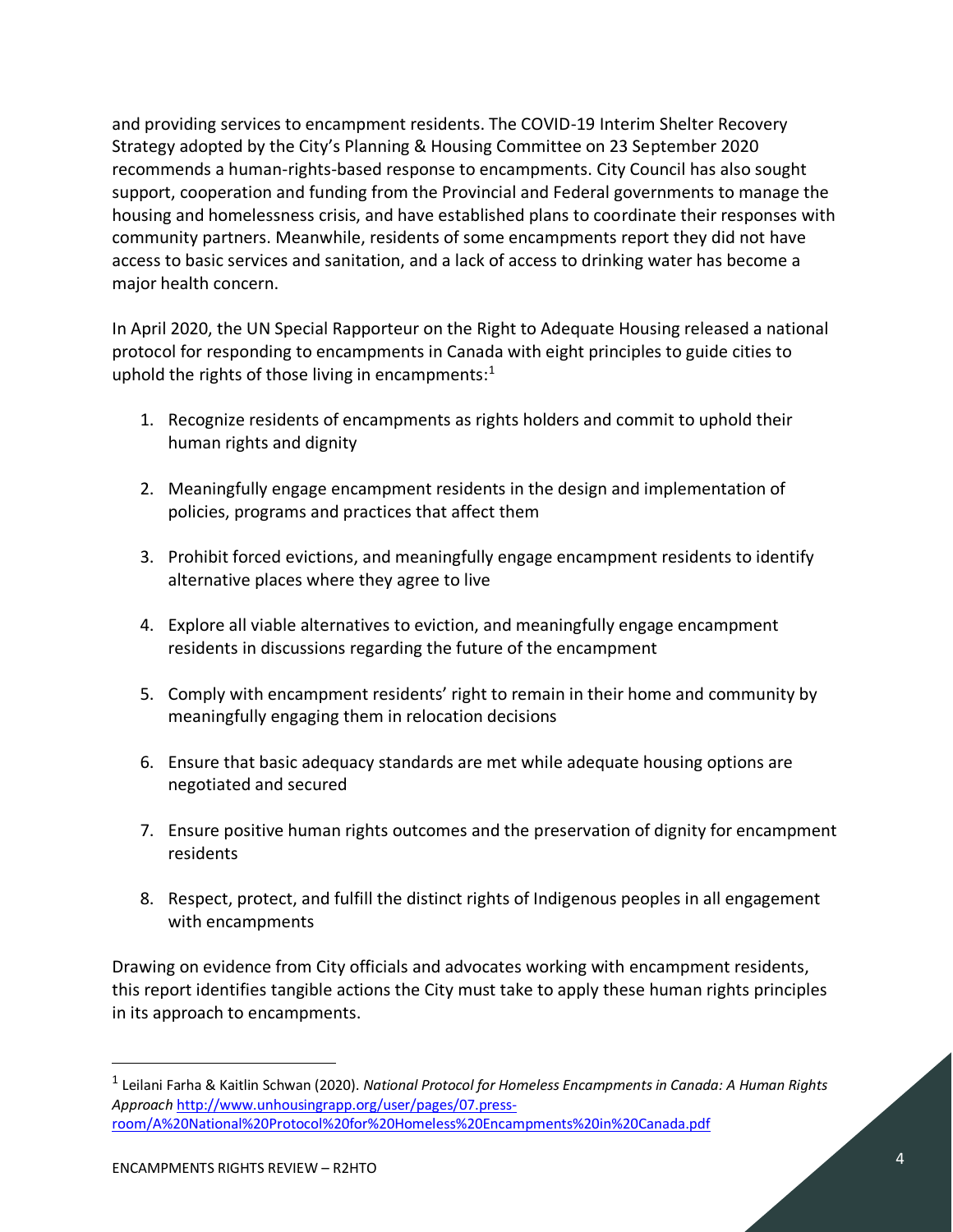and providing services to encampment residents. The COVID-19 Interim Shelter Recovery Strategy adopted by the City's Planning & Housing Committee on 23 September 2020 recommends a human-rights-based response to encampments. City Council has also sought support, cooperation and funding from the Provincial and Federal governments to manage the housing and homelessness crisis, and have established plans to coordinate their responses with community partners. Meanwhile, residents of some encampments report they did not have access to basic services and sanitation, and a lack of access to drinking water has become a major health concern.

In April 2020, the UN Special Rapporteur on the Right to Adequate Housing released a national protocol for responding to encampments in Canada with eight principles to guide cities to uphold the rights of those living in encampments:[1]

1. Recognize residents of encampments as rights holders and commit to uphold their human rights and dignity
2. Meaningfully engage encampment residents in the design and implementation of policies, programs and practices that affect them
3. Prohibit forced evictions, and meaningfully engage encampment residents to identify alternative places where they agree to live
4. Explore all viable alternatives to eviction, and meaningfully engage encampment residents in discussions regarding the future of the encampment
5. Comply with encampment residents' right to remain in their home and community by meaningfully engaging them in relocation decisions
6. Ensure that basic adequacy standards are met while adequate housing options are negotiated and secured
7. Ensure positive human rights outcomes and the preservation of dignity for encampment residents
8. Respect, protect, and fulfill the distinct rights of Indigenous peoples in all engagement with encampments

Drawing on evidence from City officials and advocates working with encampment residents, this report identifies tangible actions the City must take to apply these human rights principles in its approach to encampments.

---

[1] Leilani Farha & Kaitlin Schwan (2020). *National Protocol for Homeless Encampments in Canada: A Human Rights Approach* http://www.unhousingrapp.org/user/pages/07.press-room/A%20National%20Protocol%20for%20Homeless%20Encampments%20in%20Canada.pdf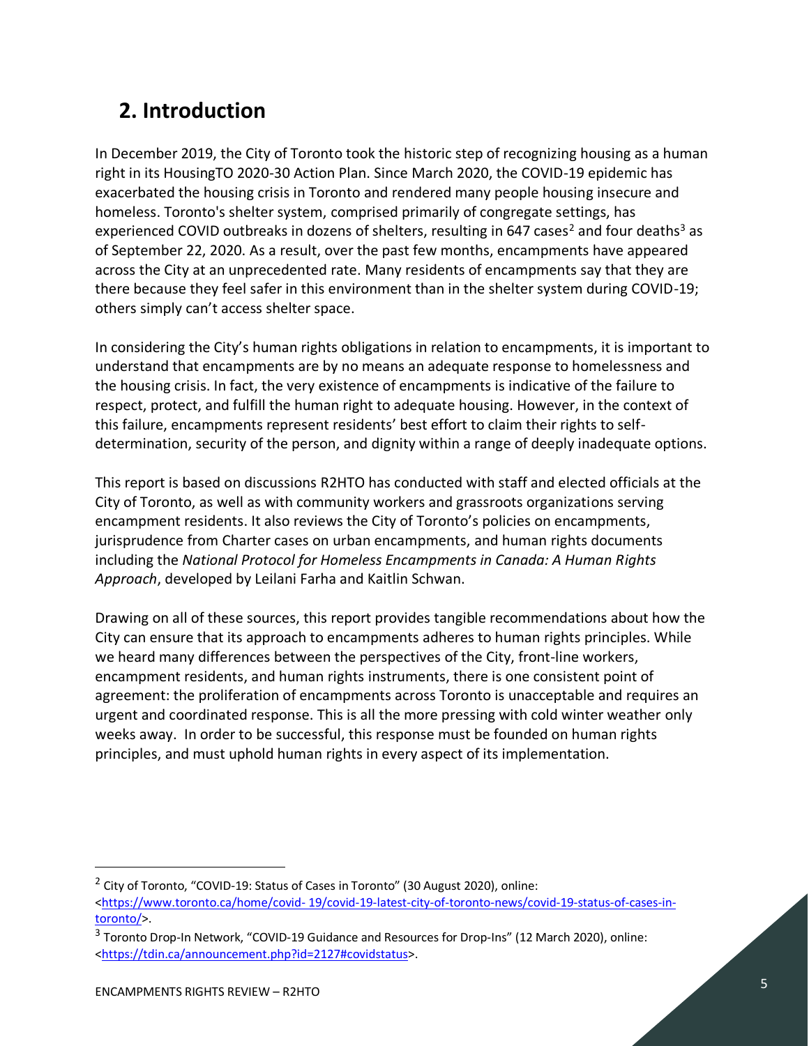## 2. Introduction

In December 2019, the City of Toronto took the historic step of recognizing housing as a human right in its HousingTO 2020-30 Action Plan. Since March 2020, the COVID-19 epidemic has exacerbated the housing crisis in Toronto and rendered many people housing insecure and homeless. Toronto's shelter system, comprised primarily of congregate settings, has experienced COVID outbreaks in dozens of shelters, resulting in 647 cases[2] and four deaths[3] as of September 22, 2020. As a result, over the past few months, encampments have appeared across the City at an unprecedented rate. Many residents of encampments say that they are there because they feel safer in this environment than in the shelter system during COVID-19; others simply can't access shelter space.

In considering the City's human rights obligations in relation to encampments, it is important to understand that encampments are by no means an adequate response to homelessness and the housing crisis. In fact, the very existence of encampments is indicative of the failure to respect, protect, and fulfill the human right to adequate housing. However, in the context of this failure, encampments represent residents' best effort to claim their rights to self-determination, security of the person, and dignity within a range of deeply inadequate options.

This report is based on discussions R2HTO has conducted with staff and elected officials at the City of Toronto, as well as with community workers and grassroots organizations serving encampment residents. It also reviews the City of Toronto's policies on encampments, jurisprudence from Charter cases on urban encampments, and human rights documents including the *National Protocol for Homeless Encampments in Canada: A Human Rights Approach*, developed by Leilani Farha and Kaitlin Schwan.

Drawing on all of these sources, this report provides tangible recommendations about how the City can ensure that its approach to encampments adheres to human rights principles. While we heard many differences between the perspectives of the City, front-line workers, encampment residents, and human rights instruments, there is one consistent point of agreement: the proliferation of encampments across Toronto is unacceptable and requires an urgent and coordinated response. This is all the more pressing with cold winter weather only weeks away. In order to be successful, this response must be founded on human rights principles, and must uphold human rights in every aspect of its implementation.

---

[2] City of Toronto, "COVID-19: Status of Cases in Toronto" (30 August 2020), online: <https://www.toronto.ca/home/covid-19/covid-19-latest-city-of-toronto-news/covid-19-status-of-cases-in-toronto/>.

[3] Toronto Drop-In Network, "COVID-19 Guidance and Resources for Drop-Ins" (12 March 2020), online: <https://tdin.ca/announcement.php?id=2127#covidstatus>.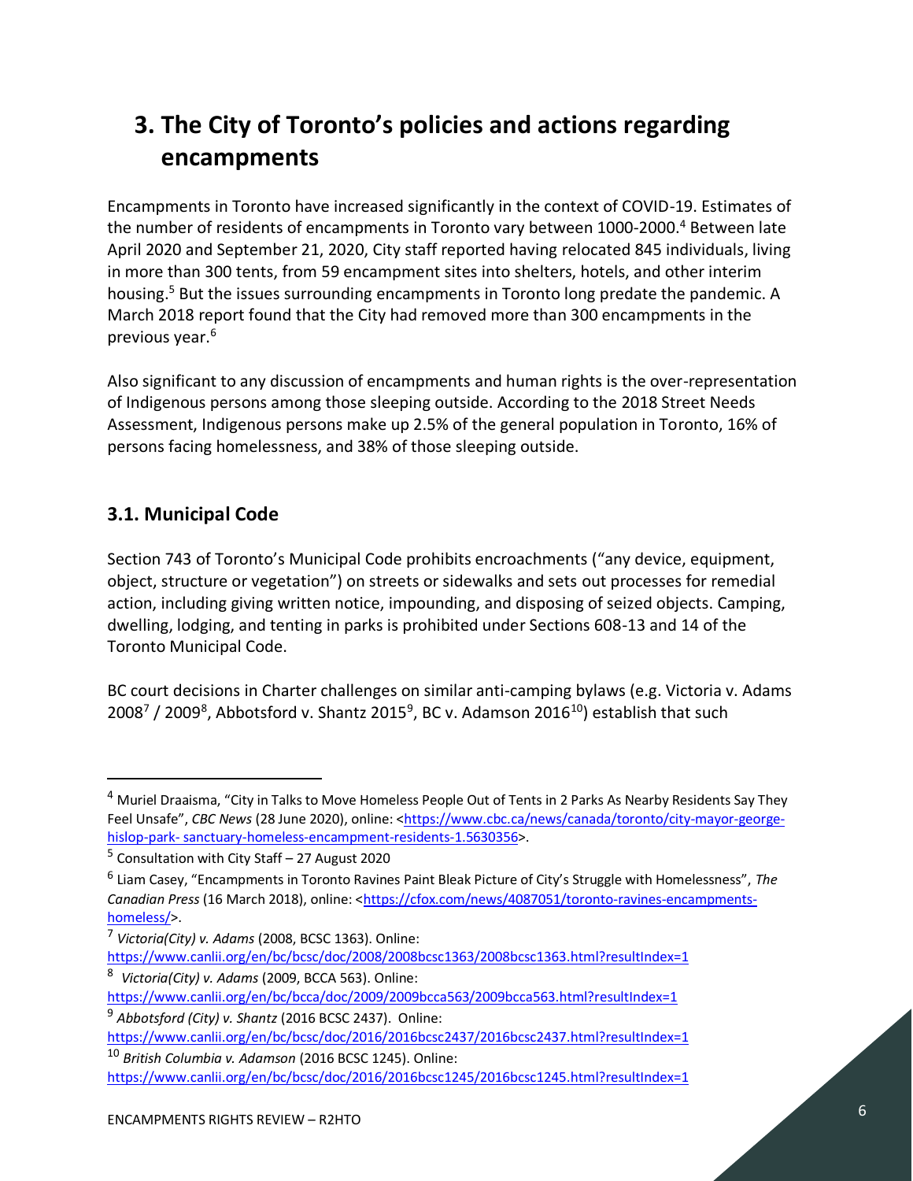# 3. The City of Toronto's policies and actions regarding encampments

Encampments in Toronto have increased significantly in the context of COVID-19. Estimates of the number of residents of encampments in Toronto vary between 1000-2000.[4] Between late April 2020 and September 21, 2020, City staff reported having relocated 845 individuals, living in more than 300 tents, from 59 encampment sites into shelters, hotels, and other interim housing.[5] But the issues surrounding encampments in Toronto long predate the pandemic. A March 2018 report found that the City had removed more than 300 encampments in the previous year.[6]

Also significant to any discussion of encampments and human rights is the over-representation of Indigenous persons among those sleeping outside. According to the 2018 Street Needs Assessment, Indigenous persons make up 2.5% of the general population in Toronto, 16% of persons facing homelessness, and 38% of those sleeping outside.

## 3.1. Municipal Code

Section 743 of Toronto's Municipal Code prohibits encroachments ("any device, equipment, object, structure or vegetation") on streets or sidewalks and sets out processes for remedial action, including giving written notice, impounding, and disposing of seized objects. Camping, dwelling, lodging, and tenting in parks is prohibited under Sections 608-13 and 14 of the Toronto Municipal Code.

BC court decisions in Charter challenges on similar anti-camping bylaws (e.g. Victoria v. Adams 2008[7] / 2009[8], Abbotsford v. Shantz 2015[9], BC v. Adamson 2016[10]) establish that such

---

[4] Muriel Draaisma, "City in Talks to Move Homeless People Out of Tents in 2 Parks As Nearby Residents Say They Feel Unsafe", *CBC News* (28 June 2020), online: <https://www.cbc.ca/news/canada/toronto/city-mayor-george-hislop-park- sanctuary-homeless-encampment-residents-1.5630356>.

[5] Consultation with City Staff – 27 August 2020

[6] Liam Casey, "Encampments in Toronto Ravines Paint Bleak Picture of City's Struggle with Homelessness", *The Canadian Press* (16 March 2018), online: <https://cfox.com/news/4087051/toronto-ravines-encampments-homeless/>.

[7] *Victoria(City) v. Adams* (2008, BCSC 1363). Online: https://www.canlii.org/en/bc/bcsc/doc/2008/2008bcsc1363/2008bcsc1363.html?resultIndex=1

[8] *Victoria(City) v. Adams* (2009, BCCA 563). Online: https://www.canlii.org/en/bc/bcca/doc/2009/2009bcca563/2009bcca563.html?resultIndex=1

[9] *Abbotsford (City) v. Shantz* (2016 BCSC 2437). Online: https://www.canlii.org/en/bc/bcsc/doc/2016/2016bcsc2437/2016bcsc2437.html?resultIndex=1

[10] *British Columbia v. Adamson* (2016 BCSC 1245). Online: https://www.canlii.org/en/bc/bcsc/doc/2016/2016bcsc1245/2016bcsc1245.html?resultIndex=1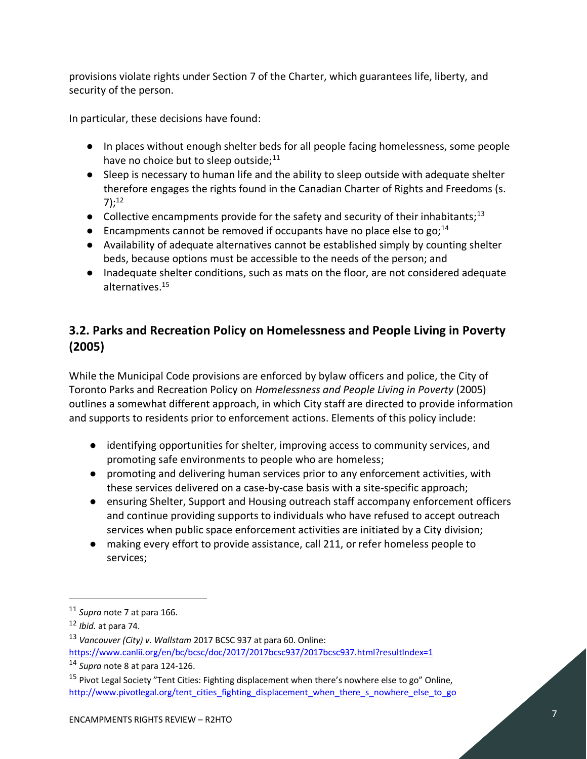provisions violate rights under Section 7 of the Charter, which guarantees life, liberty, and security of the person.

In particular, these decisions have found:

- In places without enough shelter beds for all people facing homelessness, some people have no choice but to sleep outside;[11]
- Sleep is necessary to human life and the ability to sleep outside with adequate shelter therefore engages the rights found in the Canadian Charter of Rights and Freedoms (s. 7);[12]
- Collective encampments provide for the safety and security of their inhabitants;[13]
- Encampments cannot be removed if occupants have no place else to go;[14]
- Availability of adequate alternatives cannot be established simply by counting shelter beds, because options must be accessible to the needs of the person; and
- Inadequate shelter conditions, such as mats on the floor, are not considered adequate alternatives.[15]

## 3.2. Parks and Recreation Policy on Homelessness and People Living in Poverty (2005)

While the Municipal Code provisions are enforced by bylaw officers and police, the City of Toronto Parks and Recreation Policy on *Homelessness and People Living in Poverty* (2005) outlines a somewhat different approach, in which City staff are directed to provide information and supports to residents prior to enforcement actions. Elements of this policy include:

- identifying opportunities for shelter, improving access to community services, and promoting safe environments to people who are homeless;
- promoting and delivering human services prior to any enforcement activities, with these services delivered on a case-by-case basis with a site-specific approach;
- ensuring Shelter, Support and Housing outreach staff accompany enforcement officers and continue providing supports to individuals who have refused to accept outreach services when public space enforcement activities are initiated by a City division;
- making every effort to provide assistance, call 211, or refer homeless people to services;

---

[11] *Supra* note 7 at para 166.

[12] *Ibid.* at para 74.

[13] *Vancouver (City) v. Wallstam* 2017 BCSC 937 at para 60. Online: https://www.canlii.org/en/bc/bcsc/doc/2017/2017bcsc937/2017bcsc937.html?resultIndex=1

[14] *Supra* note 8 at para 124-126.

[15] Pivot Legal Society "Tent Cities: Fighting displacement when there's nowhere else to go" Online, http://www.pivotlegal.org/tent_cities_fighting_displacement_when_there_s_nowhere_else_to_go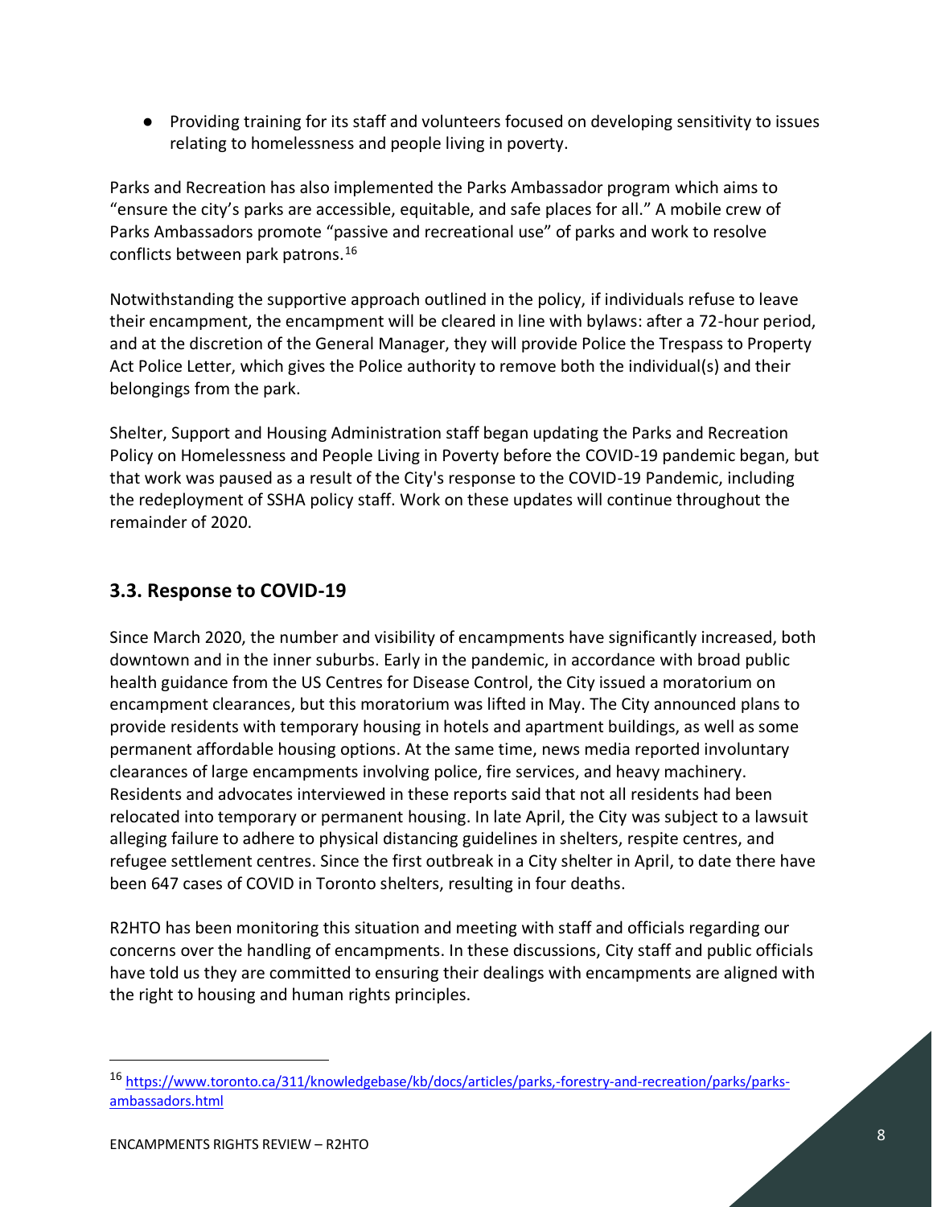- Providing training for its staff and volunteers focused on developing sensitivity to issues relating to homelessness and people living in poverty.

Parks and Recreation has also implemented the Parks Ambassador program which aims to "ensure the city's parks are accessible, equitable, and safe places for all." A mobile crew of Parks Ambassadors promote "passive and recreational use" of parks and work to resolve conflicts between park patrons.[16]

Notwithstanding the supportive approach outlined in the policy, if individuals refuse to leave their encampment, the encampment will be cleared in line with bylaws: after a 72-hour period, and at the discretion of the General Manager, they will provide Police the Trespass to Property Act Police Letter, which gives the Police authority to remove both the individual(s) and their belongings from the park.

Shelter, Support and Housing Administration staff began updating the Parks and Recreation Policy on Homelessness and People Living in Poverty before the COVID-19 pandemic began, but that work was paused as a result of the City's response to the COVID-19 Pandemic, including the redeployment of SSHA policy staff. Work on these updates will continue throughout the remainder of 2020.

## 3.3. Response to COVID-19

Since March 2020, the number and visibility of encampments have significantly increased, both downtown and in the inner suburbs. Early in the pandemic, in accordance with broad public health guidance from the US Centres for Disease Control, the City issued a moratorium on encampment clearances, but this moratorium was lifted in May. The City announced plans to provide residents with temporary housing in hotels and apartment buildings, as well as some permanent affordable housing options. At the same time, news media reported involuntary clearances of large encampments involving police, fire services, and heavy machinery. Residents and advocates interviewed in these reports said that not all residents had been relocated into temporary or permanent housing. In late April, the City was subject to a lawsuit alleging failure to adhere to physical distancing guidelines in shelters, respite centres, and refugee settlement centres. Since the first outbreak in a City shelter in April, to date there have been 647 cases of COVID in Toronto shelters, resulting in four deaths.

R2HTO has been monitoring this situation and meeting with staff and officials regarding our concerns over the handling of encampments. In these discussions, City staff and public officials have told us they are committed to ensuring their dealings with encampments are aligned with the right to housing and human rights principles.

---

[16] https://www.toronto.ca/311/knowledgebase/kb/docs/articles/parks,-forestry-and-recreation/parks/parks-ambassadors.html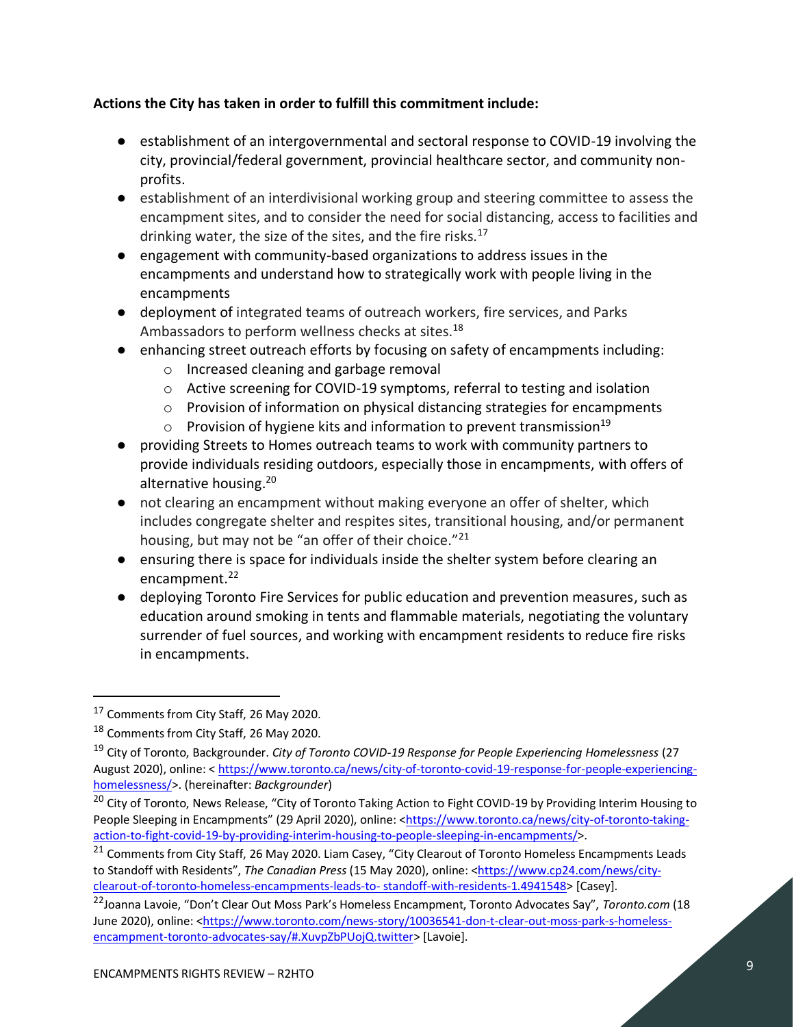**Actions the City has taken in order to fulfill this commitment include:**

- establishment of an intergovernmental and sectoral response to COVID-19 involving the city, provincial/federal government, provincial healthcare sector, and community non-profits.
- establishment of an interdivisional working group and steering committee to assess the encampment sites, and to consider the need for social distancing, access to facilities and drinking water, the size of the sites, and the fire risks.[17]
- engagement with community-based organizations to address issues in the encampments and understand how to strategically work with people living in the encampments
- deployment of integrated teams of outreach workers, fire services, and Parks Ambassadors to perform wellness checks at sites.[18]
- enhancing street outreach efforts by focusing on safety of encampments including:
    - Increased cleaning and garbage removal
    - Active screening for COVID-19 symptoms, referral to testing and isolation
    - Provision of information on physical distancing strategies for encampments
    - Provision of hygiene kits and information to prevent transmission[19]
- providing Streets to Homes outreach teams to work with community partners to provide individuals residing outdoors, especially those in encampments, with offers of alternative housing.[20]
- not clearing an encampment without making everyone an offer of shelter, which includes congregate shelter and respites sites, transitional housing, and/or permanent housing, but may not be "an offer of their choice."[21]
- ensuring there is space for individuals inside the shelter system before clearing an encampment.[22]
- deploying Toronto Fire Services for public education and prevention measures, such as education around smoking in tents and flammable materials, negotiating the voluntary surrender of fuel sources, and working with encampment residents to reduce fire risks in encampments.

---

[17] Comments from City Staff, 26 May 2020.

[18] Comments from City Staff, 26 May 2020.

[19] City of Toronto, Backgrounder. *City of Toronto COVID-19 Response for People Experiencing Homelessness* (27 August 2020), online: < https://www.toronto.ca/news/city-of-toronto-covid-19-response-for-people-experiencing-homelessness/>. (hereinafter: *Backgrounder*)

[20] City of Toronto, News Release, "City of Toronto Taking Action to Fight COVID-19 by Providing Interim Housing to People Sleeping in Encampments" (29 April 2020), online: <https://www.toronto.ca/news/city-of-toronto-taking-action-to-fight-covid-19-by-providing-interim-housing-to-people-sleeping-in-encampments/>.

[21] Comments from City Staff, 26 May 2020. Liam Casey, "City Clearout of Toronto Homeless Encampments Leads to Standoff with Residents", *The Canadian Press* (15 May 2020), online: <https://www.cp24.com/news/city-clearout-of-toronto-homeless-encampments-leads-to- standoff-with-residents-1.4941548> [Casey].

[22] Joanna Lavoie, "Don't Clear Out Moss Park's Homeless Encampment, Toronto Advocates Say", *Toronto.com* (18 June 2020), online: <https://www.toronto.com/news-story/10036541-don-t-clear-out-moss-park-s-homeless-encampment-toronto-advocates-say/#.XuvpZbPUojQ.twitter> [Lavoie].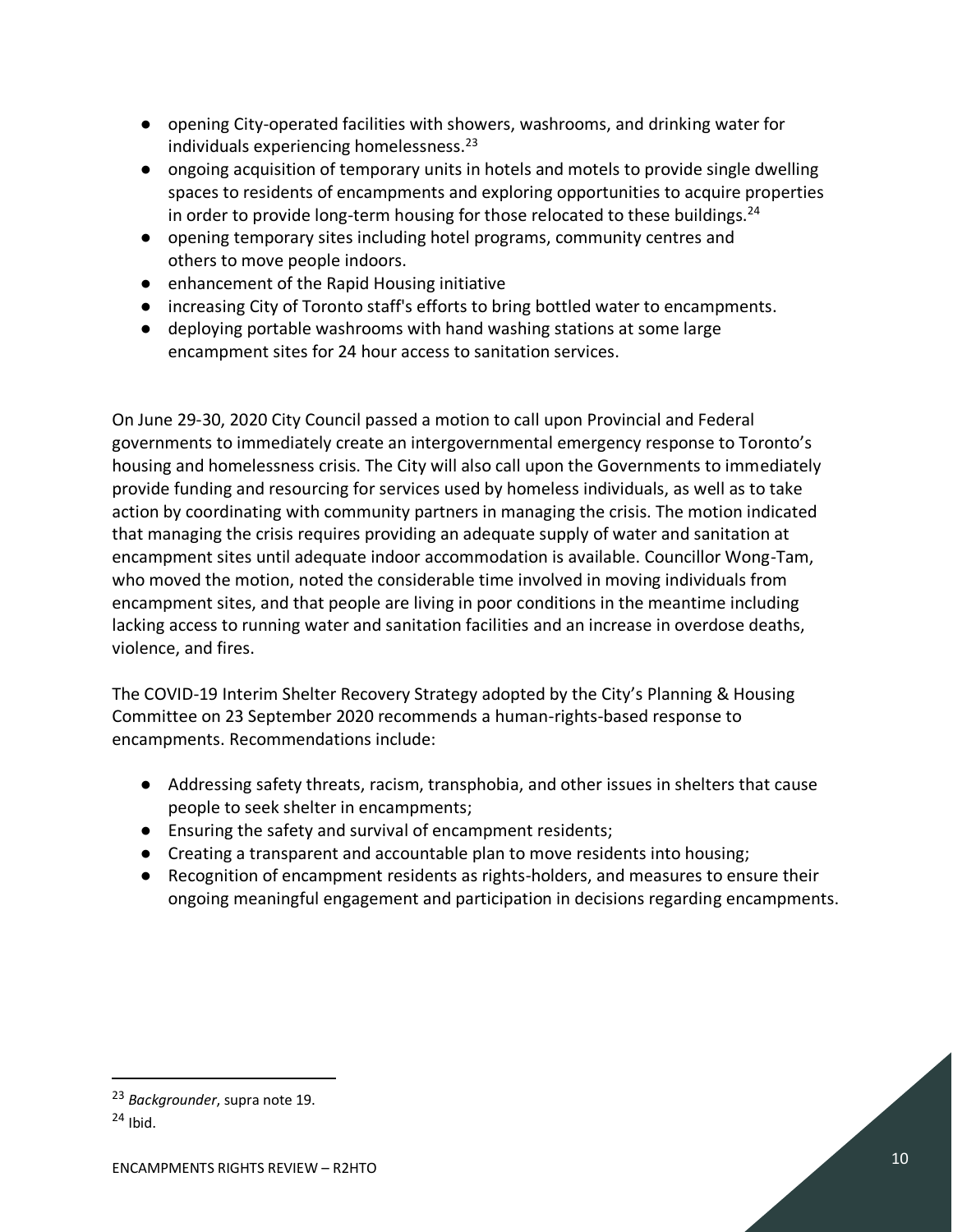- opening City-operated facilities with showers, washrooms, and drinking water for individuals experiencing homelessness.[23]
- ongoing acquisition of temporary units in hotels and motels to provide single dwelling spaces to residents of encampments and exploring opportunities to acquire properties in order to provide long-term housing for those relocated to these buildings.[24]
- opening temporary sites including hotel programs, community centres and others to move people indoors.
- enhancement of the Rapid Housing initiative
- increasing City of Toronto staff's efforts to bring bottled water to encampments.
- deploying portable washrooms with hand washing stations at some large encampment sites for 24 hour access to sanitation services.

On June 29-30, 2020 City Council passed a motion to call upon Provincial and Federal governments to immediately create an intergovernmental emergency response to Toronto's housing and homelessness crisis. The City will also call upon the Governments to immediately provide funding and resourcing for services used by homeless individuals, as well as to take action by coordinating with community partners in managing the crisis. The motion indicated that managing the crisis requires providing an adequate supply of water and sanitation at encampment sites until adequate indoor accommodation is available. Councillor Wong-Tam, who moved the motion, noted the considerable time involved in moving individuals from encampment sites, and that people are living in poor conditions in the meantime including lacking access to running water and sanitation facilities and an increase in overdose deaths, violence, and fires.

The COVID-19 Interim Shelter Recovery Strategy adopted by the City's Planning & Housing Committee on 23 September 2020 recommends a human-rights-based response to encampments. Recommendations include:

- Addressing safety threats, racism, transphobia, and other issues in shelters that cause people to seek shelter in encampments;
- Ensuring the safety and survival of encampment residents;
- Creating a transparent and accountable plan to move residents into housing;
- Recognition of encampment residents as rights-holders, and measures to ensure their ongoing meaningful engagement and participation in decisions regarding encampments.

---

[23] *Backgrounder*, supra note 19.

[24] Ibid.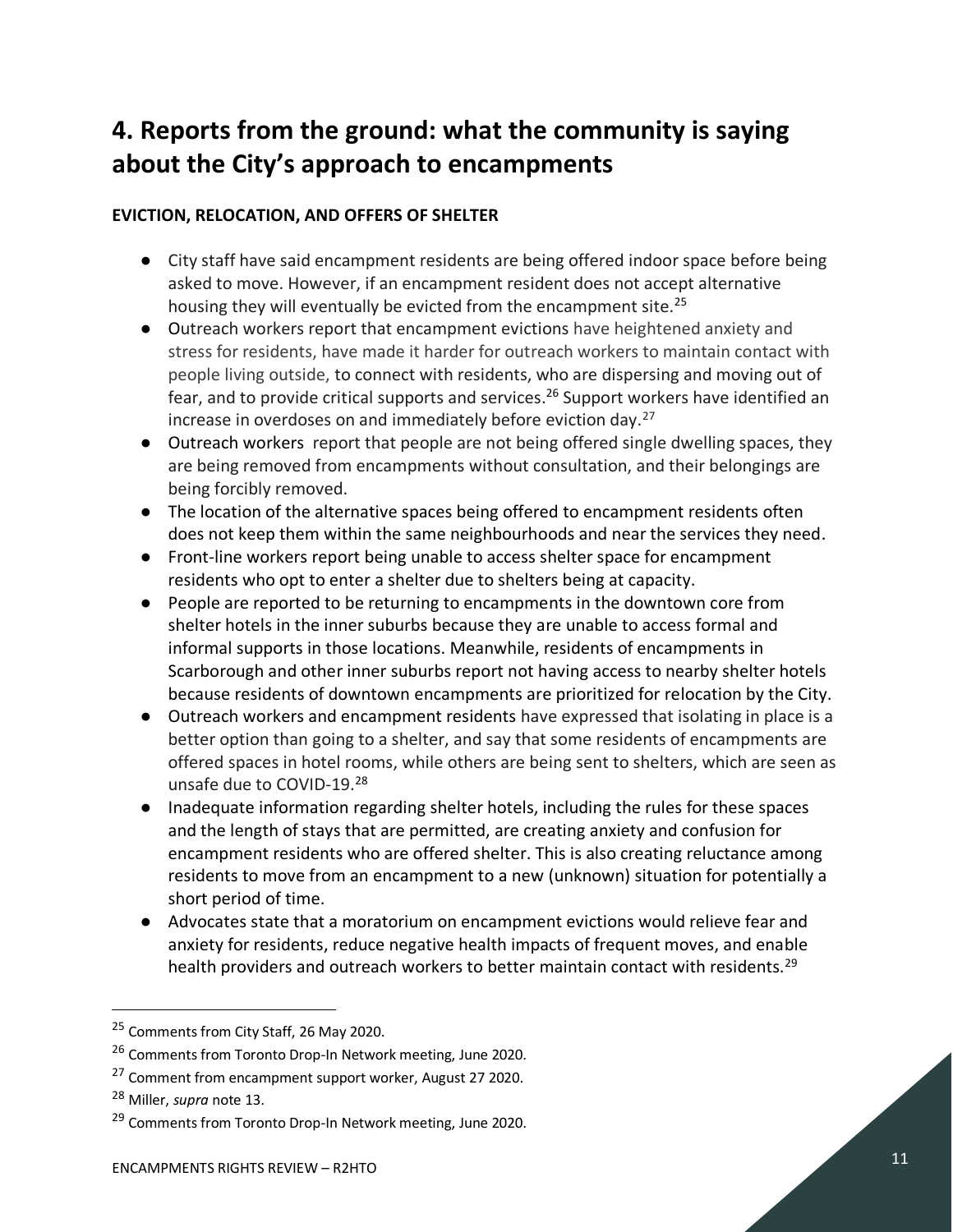# 4. Reports from the ground: what the community is saying about the City's approach to encampments

**EVICTION, RELOCATION, AND OFFERS OF SHELTER**

- City staff have said encampment residents are being offered indoor space before being asked to move. However, if an encampment resident does not accept alternative housing they will eventually be evicted from the encampment site.[25]
- Outreach workers report that encampment evictions have heightened anxiety and stress for residents, have made it harder for outreach workers to maintain contact with people living outside, to connect with residents, who are dispersing and moving out of fear, and to provide critical supports and services.[26] Support workers have identified an increase in overdoses on and immediately before eviction day.[27]
- Outreach workers report that people are not being offered single dwelling spaces, they are being removed from encampments without consultation, and their belongings are being forcibly removed.
- The location of the alternative spaces being offered to encampment residents often does not keep them within the same neighbourhoods and near the services they need.
- Front-line workers report being unable to access shelter space for encampment residents who opt to enter a shelter due to shelters being at capacity.
- People are reported to be returning to encampments in the downtown core from shelter hotels in the inner suburbs because they are unable to access formal and informal supports in those locations. Meanwhile, residents of encampments in Scarborough and other inner suburbs report not having access to nearby shelter hotels because residents of downtown encampments are prioritized for relocation by the City.
- Outreach workers and encampment residents have expressed that isolating in place is a better option than going to a shelter, and say that some residents of encampments are offered spaces in hotel rooms, while others are being sent to shelters, which are seen as unsafe due to COVID-19.[28]
- Inadequate information regarding shelter hotels, including the rules for these spaces and the length of stays that are permitted, are creating anxiety and confusion for encampment residents who are offered shelter. This is also creating reluctance among residents to move from an encampment to a new (unknown) situation for potentially a short period of time.
- Advocates state that a moratorium on encampment evictions would relieve fear and anxiety for residents, reduce negative health impacts of frequent moves, and enable health providers and outreach workers to better maintain contact with residents.[29]

---

[25] Comments from City Staff, 26 May 2020.

[26] Comments from Toronto Drop-In Network meeting, June 2020.

[27] Comment from encampment support worker, August 27 2020.

[28] Miller, *supra* note 13.

[29] Comments from Toronto Drop-In Network meeting, June 2020.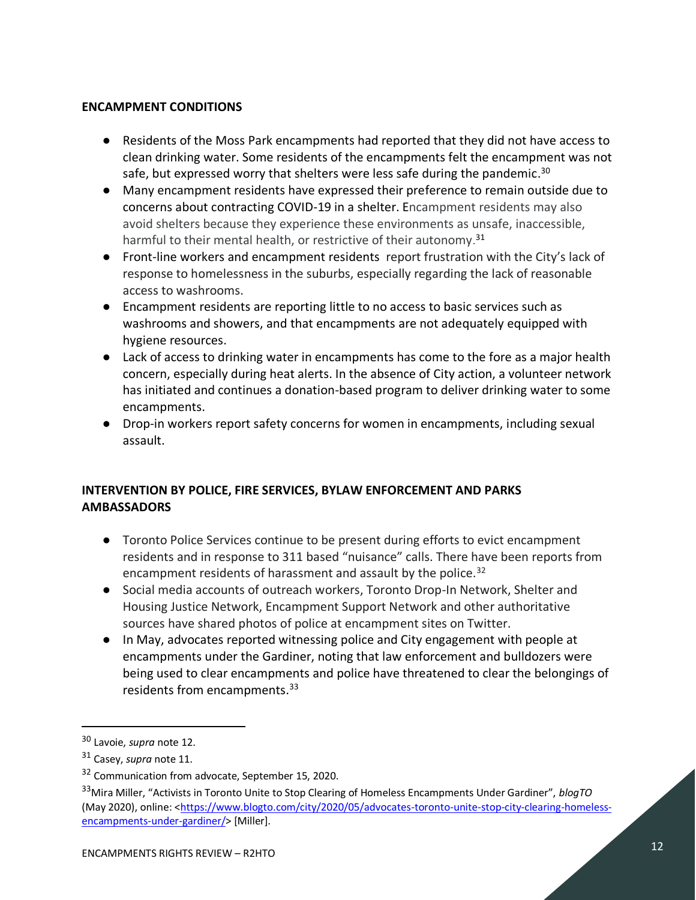**ENCAMPMENT CONDITIONS**

- Residents of the Moss Park encampments had reported that they did not have access to clean drinking water. Some residents of the encampments felt the encampment was not safe, but expressed worry that shelters were less safe during the pandemic.[30]
- Many encampment residents have expressed their preference to remain outside due to concerns about contracting COVID-19 in a shelter. Encampment residents may also avoid shelters because they experience these environments as unsafe, inaccessible, harmful to their mental health, or restrictive of their autonomy.[31]
- Front-line workers and encampment residents report frustration with the City's lack of response to homelessness in the suburbs, especially regarding the lack of reasonable access to washrooms.
- Encampment residents are reporting little to no access to basic services such as washrooms and showers, and that encampments are not adequately equipped with hygiene resources.
- Lack of access to drinking water in encampments has come to the fore as a major health concern, especially during heat alerts. In the absence of City action, a volunteer network has initiated and continues a donation-based program to deliver drinking water to some encampments.
- Drop-in workers report safety concerns for women in encampments, including sexual assault.

**INTERVENTION BY POLICE, FIRE SERVICES, BYLAW ENFORCEMENT AND PARKS AMBASSADORS**

- Toronto Police Services continue to be present during efforts to evict encampment residents and in response to 311 based "nuisance" calls. There have been reports from encampment residents of harassment and assault by the police.[32]
- Social media accounts of outreach workers, Toronto Drop-In Network, Shelter and Housing Justice Network, Encampment Support Network and other authoritative sources have shared photos of police at encampment sites on Twitter.
- In May, advocates reported witnessing police and City engagement with people at encampments under the Gardiner, noting that law enforcement and bulldozers were being used to clear encampments and police have threatened to clear the belongings of residents from encampments.[33]

---

[30] Lavoie, *supra* note 12.

[31] Casey, *supra* note 11.

[32] Communication from advocate, September 15, 2020.

[33] Mira Miller, "Activists in Toronto Unite to Stop Clearing of Homeless Encampments Under Gardiner", *blogTO* (May 2020), online: <https://www.blogto.com/city/2020/05/advocates-toronto-unite-stop-city-clearing-homeless-encampments-under-gardiner/> [Miller].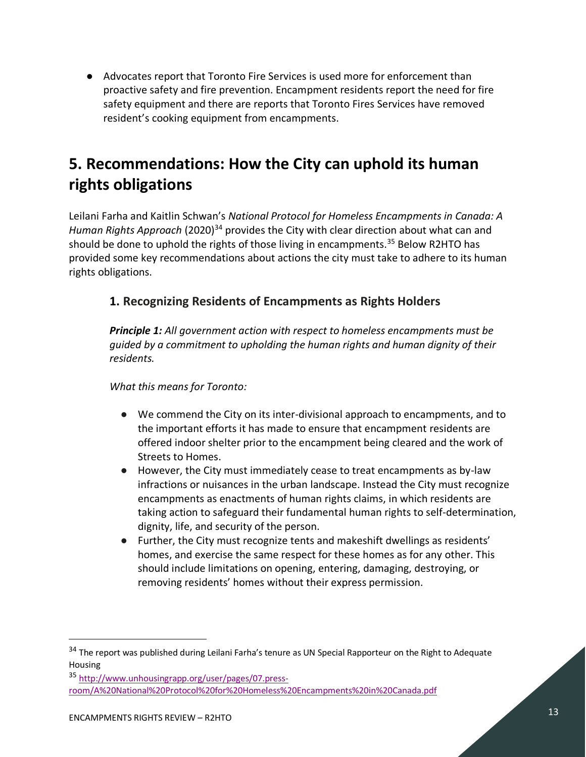- Advocates report that Toronto Fire Services is used more for enforcement than proactive safety and fire prevention. Encampment residents report the need for fire safety equipment and there are reports that Toronto Fires Services have removed resident's cooking equipment from encampments.

## 5. Recommendations: How the City can uphold its human rights obligations

Leilani Farha and Kaitlin Schwan's *National Protocol for Homeless Encampments in Canada: A Human Rights Approach* (2020)[34] provides the City with clear direction about what can and should be done to uphold the rights of those living in encampments.[35] Below R2HTO has provided some key recommendations about actions the city must take to adhere to its human rights obligations.

### 1. Recognizing Residents of Encampments as Rights Holders

***Principle 1:*** *All government action with respect to homeless encampments must be guided by a commitment to upholding the human rights and human dignity of their residents.*

*What this means for Toronto:*

- We commend the City on its inter-divisional approach to encampments, and to the important efforts it has made to ensure that encampment residents are offered indoor shelter prior to the encampment being cleared and the work of Streets to Homes.
- However, the City must immediately cease to treat encampments as by-law infractions or nuisances in the urban landscape. Instead the City must recognize encampments as enactments of human rights claims, in which residents are taking action to safeguard their fundamental human rights to self-determination, dignity, life, and security of the person.
- Further, the City must recognize tents and makeshift dwellings as residents' homes, and exercise the same respect for these homes as for any other. This should include limitations on opening, entering, damaging, destroying, or removing residents' homes without their express permission.

---

[34] The report was published during Leilani Farha's tenure as UN Special Rapporteur on the Right to Adequate Housing

[35] http://www.unhousingrapp.org/user/pages/07.press-room/A%20National%20Protocol%20for%20Homeless%20Encampments%20in%20Canada.pdf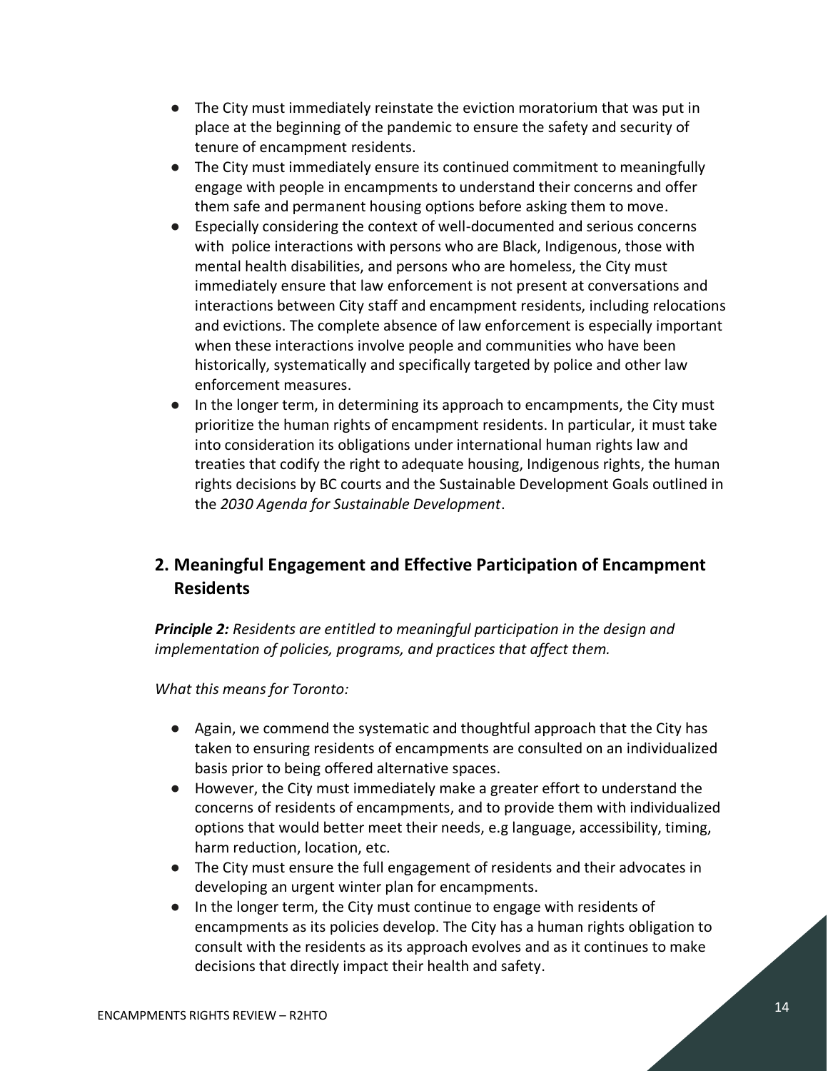- The City must immediately reinstate the eviction moratorium that was put in place at the beginning of the pandemic to ensure the safety and security of tenure of encampment residents.
- The City must immediately ensure its continued commitment to meaningfully engage with people in encampments to understand their concerns and offer them safe and permanent housing options before asking them to move.
- Especially considering the context of well-documented and serious concerns with police interactions with persons who are Black, Indigenous, those with mental health disabilities, and persons who are homeless, the City must immediately ensure that law enforcement is not present at conversations and interactions between City staff and encampment residents, including relocations and evictions. The complete absence of law enforcement is especially important when these interactions involve people and communities who have been historically, systematically and specifically targeted by police and other law enforcement measures.
- In the longer term, in determining its approach to encampments, the City must prioritize the human rights of encampment residents. In particular, it must take into consideration its obligations under international human rights law and treaties that codify the right to adequate housing, Indigenous rights, the human rights decisions by BC courts and the Sustainable Development Goals outlined in the *2030 Agenda for Sustainable Development*.

## 2. Meaningful Engagement and Effective Participation of Encampment Residents

***Principle 2:*** *Residents are entitled to meaningful participation in the design and implementation of policies, programs, and practices that affect them.*

*What this means for Toronto:*

- Again, we commend the systematic and thoughtful approach that the City has taken to ensuring residents of encampments are consulted on an individualized basis prior to being offered alternative spaces.
- However, the City must immediately make a greater effort to understand the concerns of residents of encampments, and to provide them with individualized options that would better meet their needs, e.g language, accessibility, timing, harm reduction, location, etc.
- The City must ensure the full engagement of residents and their advocates in developing an urgent winter plan for encampments.
- In the longer term, the City must continue to engage with residents of encampments as its policies develop. The City has a human rights obligation to consult with the residents as its approach evolves and as it continues to make decisions that directly impact their health and safety.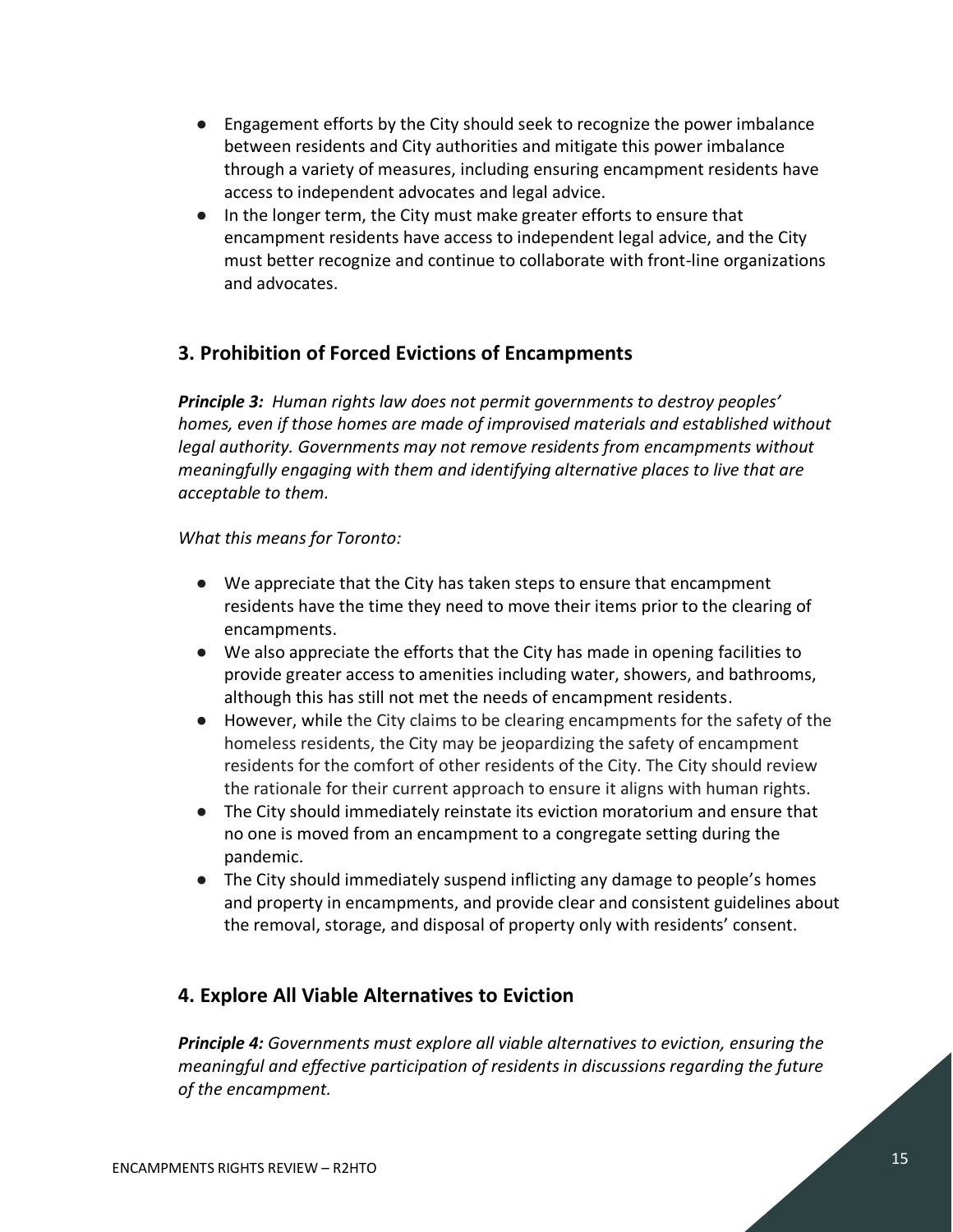- Engagement efforts by the City should seek to recognize the power imbalance between residents and City authorities and mitigate this power imbalance through a variety of measures, including ensuring encampment residents have access to independent advocates and legal advice.
- In the longer term, the City must make greater efforts to ensure that encampment residents have access to independent legal advice, and the City must better recognize and continue to collaborate with front-line organizations and advocates.

## 3. Prohibition of Forced Evictions of Encampments

***Principle 3:*** *Human rights law does not permit governments to destroy peoples' homes, even if those homes are made of improvised materials and established without legal authority. Governments may not remove residents from encampments without meaningfully engaging with them and identifying alternative places to live that are acceptable to them.*

*What this means for Toronto:*

- We appreciate that the City has taken steps to ensure that encampment residents have the time they need to move their items prior to the clearing of encampments.
- We also appreciate the efforts that the City has made in opening facilities to provide greater access to amenities including water, showers, and bathrooms, although this has still not met the needs of encampment residents.
- However, while the City claims to be clearing encampments for the safety of the homeless residents, the City may be jeopardizing the safety of encampment residents for the comfort of other residents of the City. The City should review the rationale for their current approach to ensure it aligns with human rights.
- The City should immediately reinstate its eviction moratorium and ensure that no one is moved from an encampment to a congregate setting during the pandemic.
- The City should immediately suspend inflicting any damage to people's homes and property in encampments, and provide clear and consistent guidelines about the removal, storage, and disposal of property only with residents' consent.

## 4. Explore All Viable Alternatives to Eviction

***Principle 4:*** *Governments must explore all viable alternatives to eviction, ensuring the meaningful and effective participation of residents in discussions regarding the future of the encampment.*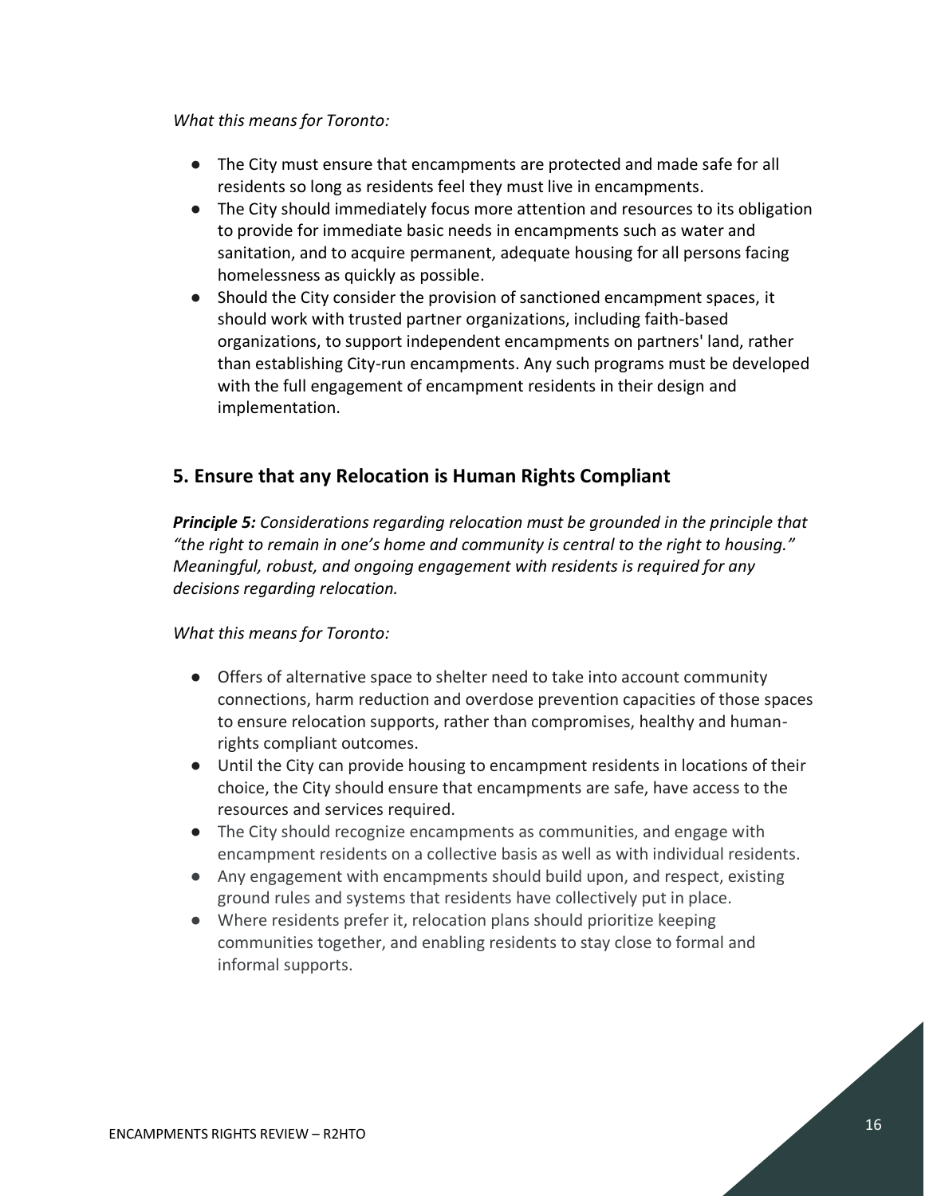*What this means for Toronto:*

- The City must ensure that encampments are protected and made safe for all residents so long as residents feel they must live in encampments.
- The City should immediately focus more attention and resources to its obligation to provide for immediate basic needs in encampments such as water and sanitation, and to acquire permanent, adequate housing for all persons facing homelessness as quickly as possible.
- Should the City consider the provision of sanctioned encampment spaces, it should work with trusted partner organizations, including faith-based organizations, to support independent encampments on partners' land, rather than establishing City-run encampments. Any such programs must be developed with the full engagement of encampment residents in their design and implementation.

## 5. Ensure that any Relocation is Human Rights Compliant

***Principle 5:*** *Considerations regarding relocation must be grounded in the principle that "the right to remain in one's home and community is central to the right to housing." Meaningful, robust, and ongoing engagement with residents is required for any decisions regarding relocation.*

*What this means for Toronto:*

- Offers of alternative space to shelter need to take into account community connections, harm reduction and overdose prevention capacities of those spaces to ensure relocation supports, rather than compromises, healthy and human-rights compliant outcomes.
- Until the City can provide housing to encampment residents in locations of their choice, the City should ensure that encampments are safe, have access to the resources and services required.
- The City should recognize encampments as communities, and engage with encampment residents on a collective basis as well as with individual residents.
- Any engagement with encampments should build upon, and respect, existing ground rules and systems that residents have collectively put in place.
- Where residents prefer it, relocation plans should prioritize keeping communities together, and enabling residents to stay close to formal and informal supports.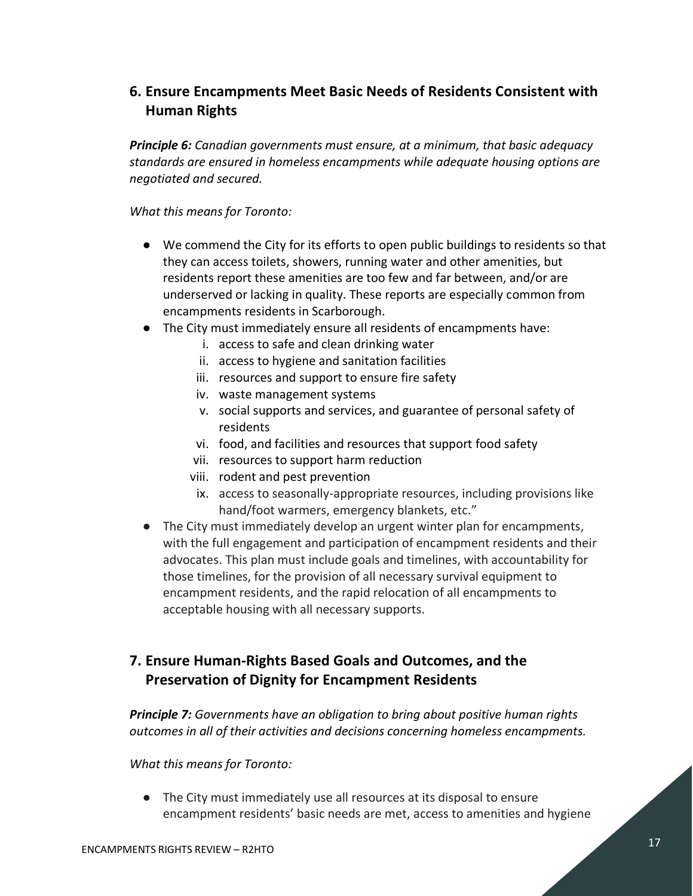## 6. Ensure Encampments Meet Basic Needs of Residents Consistent with Human Rights

***Principle 6:*** *Canadian governments must ensure, at a minimum, that basic adequacy standards are ensured in homeless encampments while adequate housing options are negotiated and secured.*

*What this means for Toronto:*

- We commend the City for its efforts to open public buildings to residents so that they can access toilets, showers, running water and other amenities, but residents report these amenities are too few and far between, and/or are underserved or lacking in quality. These reports are especially common from encampments residents in Scarborough.
- The City must immediately ensure all residents of encampments have:
    1. access to safe and clean drinking water
    2. access to hygiene and sanitation facilities
    3. resources and support to ensure fire safety
    4. waste management systems
    5. social supports and services, and guarantee of personal safety of residents
    6. food, and facilities and resources that support food safety
    7. resources to support harm reduction
    8. rodent and pest prevention
    9. access to seasonally-appropriate resources, including provisions like hand/foot warmers, emergency blankets, etc."
- The City must immediately develop an urgent winter plan for encampments, with the full engagement and participation of encampment residents and their advocates. This plan must include goals and timelines, with accountability for those timelines, for the provision of all necessary survival equipment to encampment residents, and the rapid relocation of all encampments to acceptable housing with all necessary supports.

## 7. Ensure Human-Rights Based Goals and Outcomes, and the Preservation of Dignity for Encampment Residents

***Principle 7:*** *Governments have an obligation to bring about positive human rights outcomes in all of their activities and decisions concerning homeless encampments.*

*What this means for Toronto:*

- The City must immediately use all resources at its disposal to ensure encampment residents' basic needs are met, access to amenities and hygiene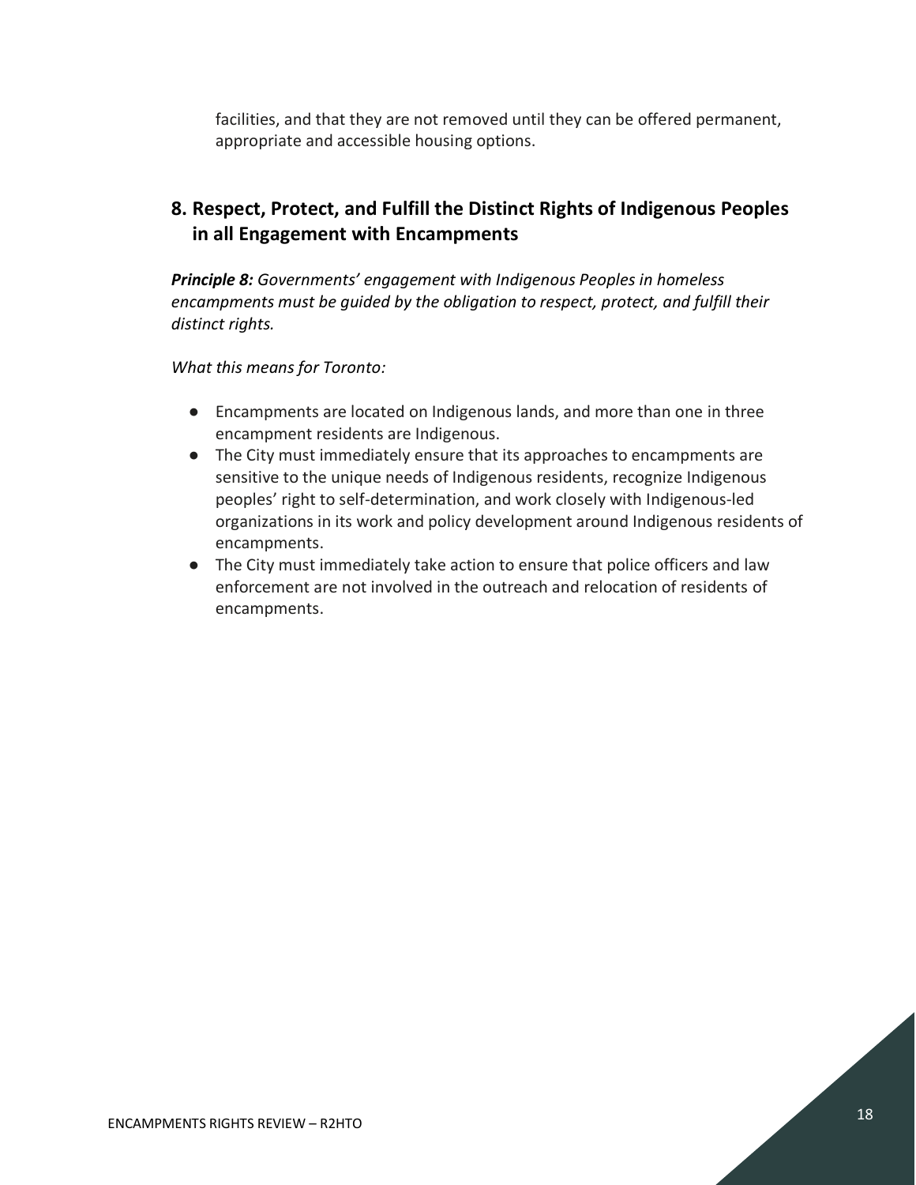facilities, and that they are not removed until they can be offered permanent, appropriate and accessible housing options.

## 8. Respect, Protect, and Fulfill the Distinct Rights of Indigenous Peoples in all Engagement with Encampments

***Principle 8:*** *Governments' engagement with Indigenous Peoples in homeless encampments must be guided by the obligation to respect, protect, and fulfill their distinct rights.*

*What this means for Toronto:*

- Encampments are located on Indigenous lands, and more than one in three encampment residents are Indigenous.
- The City must immediately ensure that its approaches to encampments are sensitive to the unique needs of Indigenous residents, recognize Indigenous peoples' right to self-determination, and work closely with Indigenous-led organizations in its work and policy development around Indigenous residents of encampments.
- The City must immediately take action to ensure that police officers and law enforcement are not involved in the outreach and relocation of residents of encampments.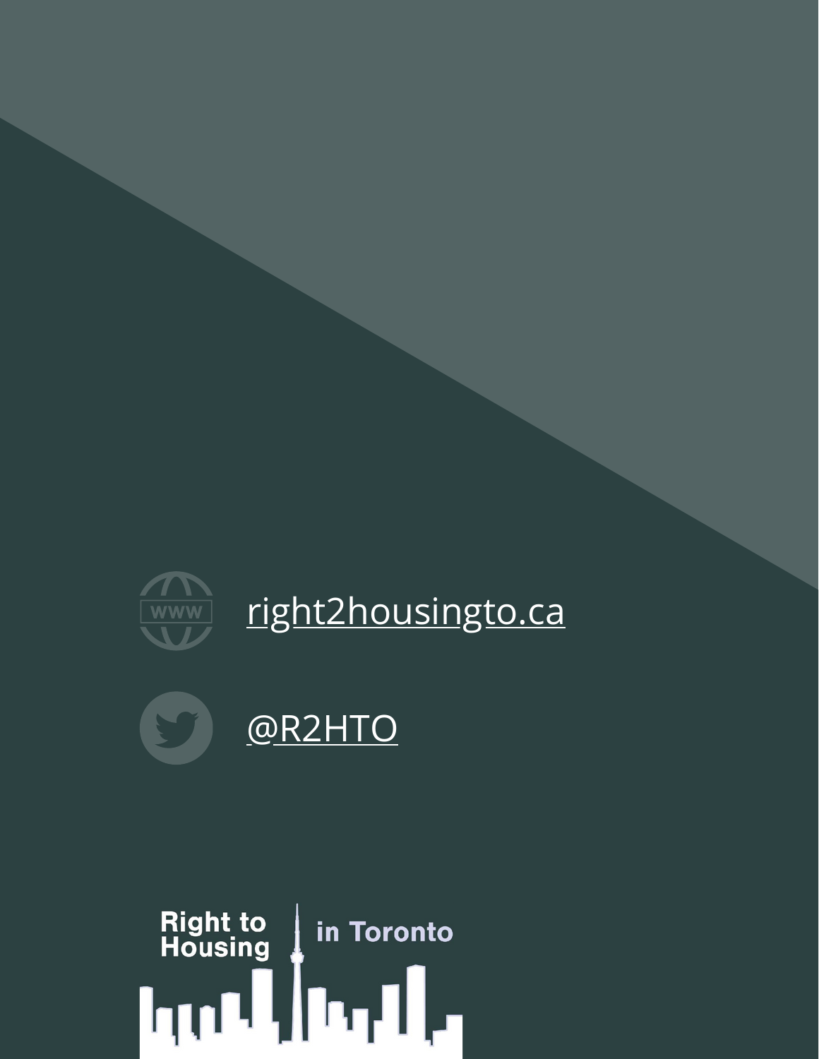right2housingto.ca

@R2HTO

Right to Housing in Toronto